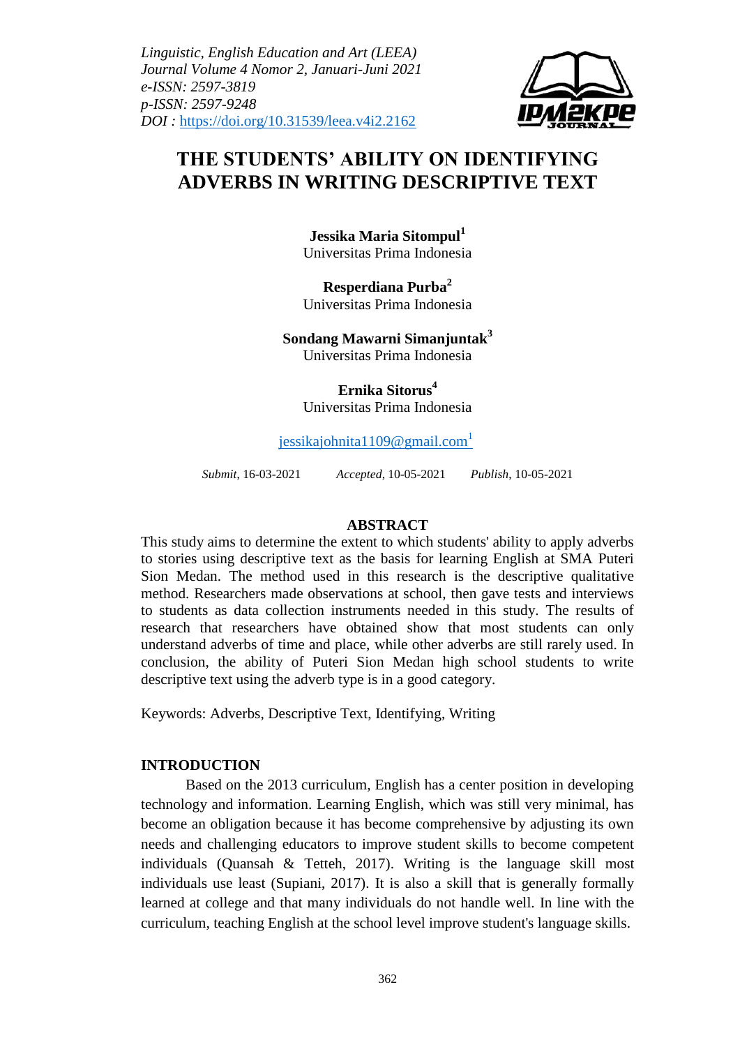*Linguistic, English Education and Art (LEEA)*
*Journal Volume 4 Nomor 2, Januari-Juni 2021*
*e-ISSN: 2597-3819*
*p-ISSN: 2597-9248*
*DOI :* https://doi.org/10.31539/leea.v4i2.2162

# THE STUDENTS' ABILITY ON IDENTIFYING ADVERBS IN WRITING DESCRIPTIVE TEXT

**Jessika Maria Sitompul[1]**
Universitas Prima Indonesia

**Resperdiana Purba[2]**
Universitas Prima Indonesia

**Sondang Mawarni Simanjuntak[3]**
Universitas Prima Indonesia

**Ernika Sitorus[4]**
Universitas Prima Indonesia

jessikajohnita1109@gmail.com[1]

*Submit*, 16-03-2021 *Accepted*, 10-05-2021 *Publish*, 10-05-2021

## ABSTRACT

This study aims to determine the extent to which students' ability to apply adverbs to stories using descriptive text as the basis for learning English at SMA Puteri Sion Medan. The method used in this research is the descriptive qualitative method. Researchers made observations at school, then gave tests and interviews to students as data collection instruments needed in this study. The results of research that researchers have obtained show that most students can only understand adverbs of time and place, while other adverbs are still rarely used. In conclusion, the ability of Puteri Sion Medan high school students to write descriptive text using the adverb type is in a good category.

Keywords: Adverbs, Descriptive Text, Identifying, Writing

## INTRODUCTION

Based on the 2013 curriculum, English has a center position in developing technology and information. Learning English, which was still very minimal, has become an obligation because it has become comprehensive by adjusting its own needs and challenging educators to improve student skills to become competent individuals (Quansah & Tetteh, 2017). Writing is the language skill most individuals use least (Supiani, 2017). It is also a skill that is generally formally learned at college and that many individuals do not handle well. In line with the curriculum, teaching English at the school level improve student's language skills.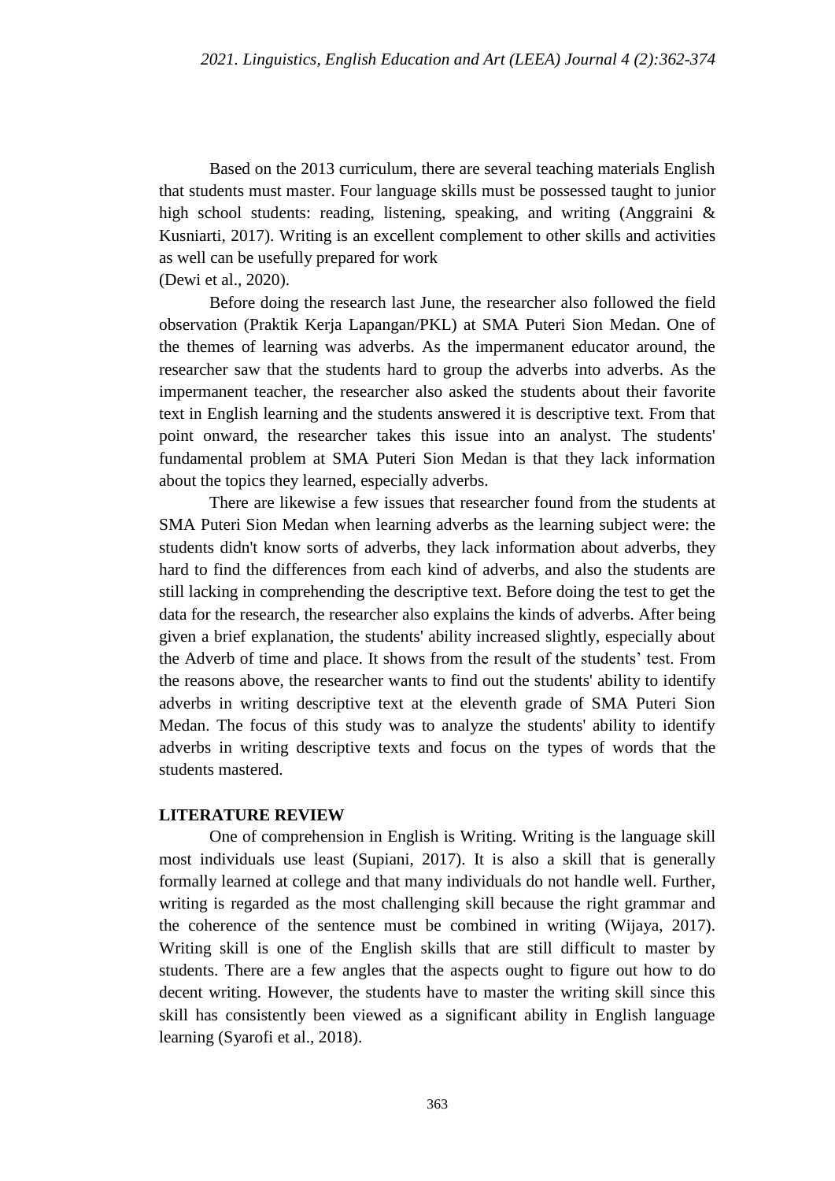Based on the 2013 curriculum, there are several teaching materials English that students must master. Four language skills must be possessed taught to junior high school students: reading, listening, speaking, and writing (Anggraini & Kusniarti, 2017). Writing is an excellent complement to other skills and activities as well can be usefully prepared for work (Dewi et al., 2020).

Before doing the research last June, the researcher also followed the field observation (Praktik Kerja Lapangan/PKL) at SMA Puteri Sion Medan. One of the themes of learning was adverbs. As the impermanent educator around, the researcher saw that the students hard to group the adverbs into adverbs. As the impermanent teacher, the researcher also asked the students about their favorite text in English learning and the students answered it is descriptive text. From that point onward, the researcher takes this issue into an analyst. The students' fundamental problem at SMA Puteri Sion Medan is that they lack information about the topics they learned, especially adverbs.

There are likewise a few issues that researcher found from the students at SMA Puteri Sion Medan when learning adverbs as the learning subject were: the students didn't know sorts of adverbs, they lack information about adverbs, they hard to find the differences from each kind of adverbs, and also the students are still lacking in comprehending the descriptive text. Before doing the test to get the data for the research, the researcher also explains the kinds of adverbs. After being given a brief explanation, the students' ability increased slightly, especially about the Adverb of time and place. It shows from the result of the students' test. From the reasons above, the researcher wants to find out the students' ability to identify adverbs in writing descriptive text at the eleventh grade of SMA Puteri Sion Medan. The focus of this study was to analyze the students' ability to identify adverbs in writing descriptive texts and focus on the types of words that the students mastered.

## LITERATURE REVIEW

One of comprehension in English is Writing. Writing is the language skill most individuals use least (Supiani, 2017). It is also a skill that is generally formally learned at college and that many individuals do not handle well. Further, writing is regarded as the most challenging skill because the right grammar and the coherence of the sentence must be combined in writing (Wijaya, 2017). Writing skill is one of the English skills that are still difficult to master by students. There are a few angles that the aspects ought to figure out how to do decent writing. However, the students have to master the writing skill since this skill has consistently been viewed as a significant ability in English language learning (Syarofi et al., 2018).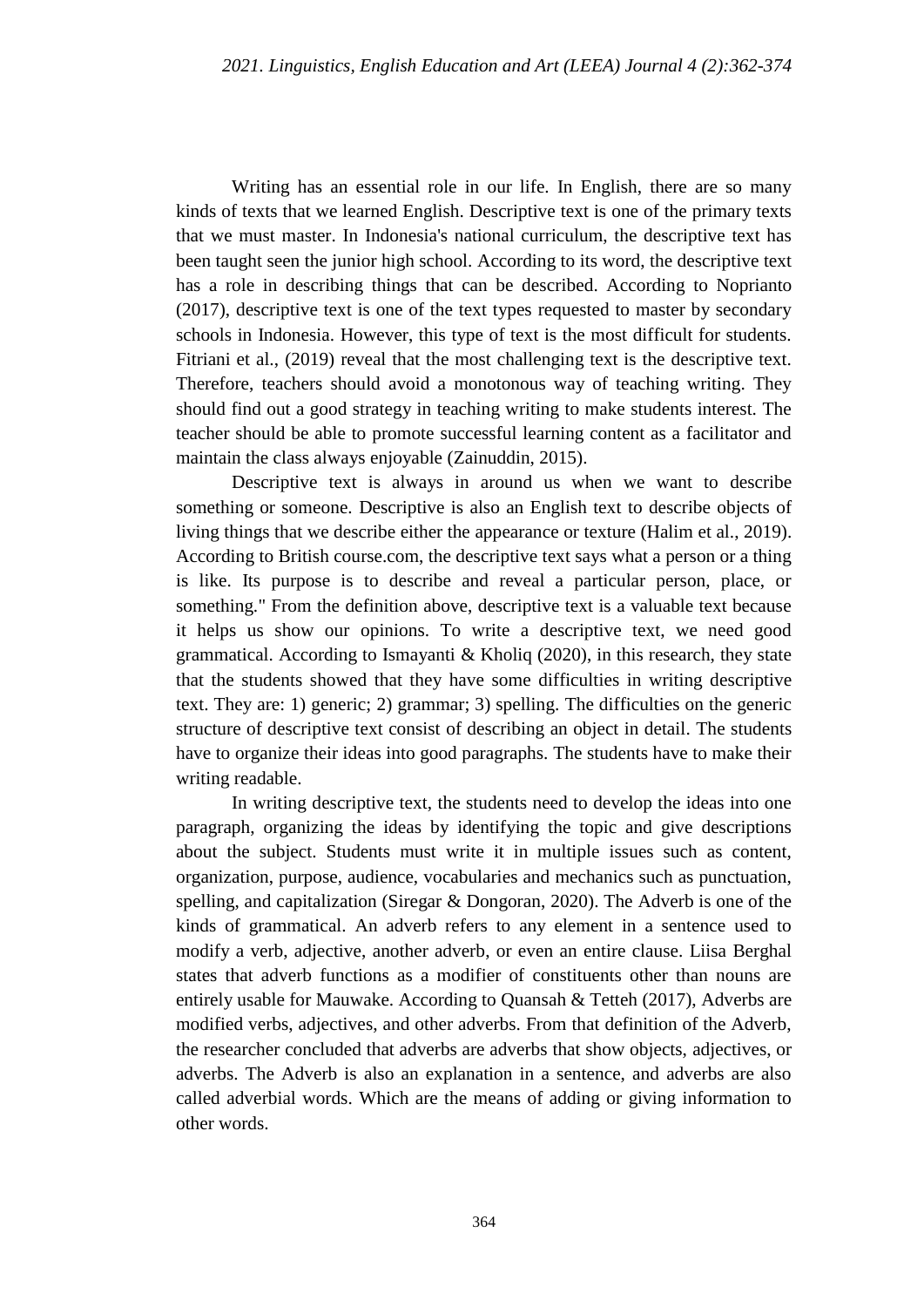Writing has an essential role in our life. In English, there are so many kinds of texts that we learned English. Descriptive text is one of the primary texts that we must master. In Indonesia's national curriculum, the descriptive text has been taught seen the junior high school. According to its word, the descriptive text has a role in describing things that can be described. According to Noprianto (2017), descriptive text is one of the text types requested to master by secondary schools in Indonesia. However, this type of text is the most difficult for students. Fitriani et al., (2019) reveal that the most challenging text is the descriptive text. Therefore, teachers should avoid a monotonous way of teaching writing. They should find out a good strategy in teaching writing to make students interest. The teacher should be able to promote successful learning content as a facilitator and maintain the class always enjoyable (Zainuddin, 2015).

Descriptive text is always in around us when we want to describe something or someone. Descriptive is also an English text to describe objects of living things that we describe either the appearance or texture (Halim et al., 2019). According to British course.com, the descriptive text says what a person or a thing is like. Its purpose is to describe and reveal a particular person, place, or something." From the definition above, descriptive text is a valuable text because it helps us show our opinions. To write a descriptive text, we need good grammatical. According to Ismayanti & Kholiq (2020), in this research, they state that the students showed that they have some difficulties in writing descriptive text. They are: 1) generic; 2) grammar; 3) spelling. The difficulties on the generic structure of descriptive text consist of describing an object in detail. The students have to organize their ideas into good paragraphs. The students have to make their writing readable.

In writing descriptive text, the students need to develop the ideas into one paragraph, organizing the ideas by identifying the topic and give descriptions about the subject. Students must write it in multiple issues such as content, organization, purpose, audience, vocabularies and mechanics such as punctuation, spelling, and capitalization (Siregar & Dongoran, 2020). The Adverb is one of the kinds of grammatical. An adverb refers to any element in a sentence used to modify a verb, adjective, another adverb, or even an entire clause. Liisa Berghal states that adverb functions as a modifier of constituents other than nouns are entirely usable for Mauwake. According to Quansah & Tetteh (2017), Adverbs are modified verbs, adjectives, and other adverbs. From that definition of the Adverb, the researcher concluded that adverbs are adverbs that show objects, adjectives, or adverbs. The Adverb is also an explanation in a sentence, and adverbs are also called adverbial words. Which are the means of adding or giving information to other words.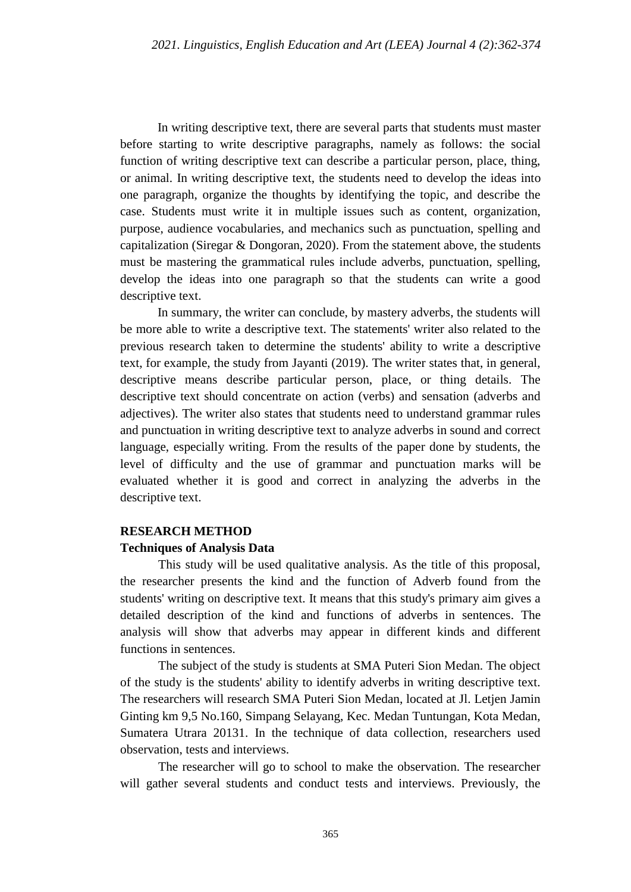In writing descriptive text, there are several parts that students must master before starting to write descriptive paragraphs, namely as follows: the social function of writing descriptive text can describe a particular person, place, thing, or animal. In writing descriptive text, the students need to develop the ideas into one paragraph, organize the thoughts by identifying the topic, and describe the case. Students must write it in multiple issues such as content, organization, purpose, audience vocabularies, and mechanics such as punctuation, spelling and capitalization (Siregar & Dongoran, 2020). From the statement above, the students must be mastering the grammatical rules include adverbs, punctuation, spelling, develop the ideas into one paragraph so that the students can write a good descriptive text.

In summary, the writer can conclude, by mastery adverbs, the students will be more able to write a descriptive text. The statements' writer also related to the previous research taken to determine the students' ability to write a descriptive text, for example, the study from Jayanti (2019). The writer states that, in general, descriptive means describe particular person, place, or thing details. The descriptive text should concentrate on action (verbs) and sensation (adverbs and adjectives). The writer also states that students need to understand grammar rules and punctuation in writing descriptive text to analyze adverbs in sound and correct language, especially writing. From the results of the paper done by students, the level of difficulty and the use of grammar and punctuation marks will be evaluated whether it is good and correct in analyzing the adverbs in the descriptive text.

## RESEARCH METHOD

### Techniques of Analysis Data

This study will be used qualitative analysis. As the title of this proposal, the researcher presents the kind and the function of Adverb found from the students' writing on descriptive text. It means that this study's primary aim gives a detailed description of the kind and functions of adverbs in sentences. The analysis will show that adverbs may appear in different kinds and different functions in sentences.

The subject of the study is students at SMA Puteri Sion Medan. The object of the study is the students' ability to identify adverbs in writing descriptive text. The researchers will research SMA Puteri Sion Medan, located at Jl. Letjen Jamin Ginting km 9,5 No.160, Simpang Selayang, Kec. Medan Tuntungan, Kota Medan, Sumatera Utrara 20131. In the technique of data collection, researchers used observation, tests and interviews.

The researcher will go to school to make the observation. The researcher will gather several students and conduct tests and interviews. Previously, the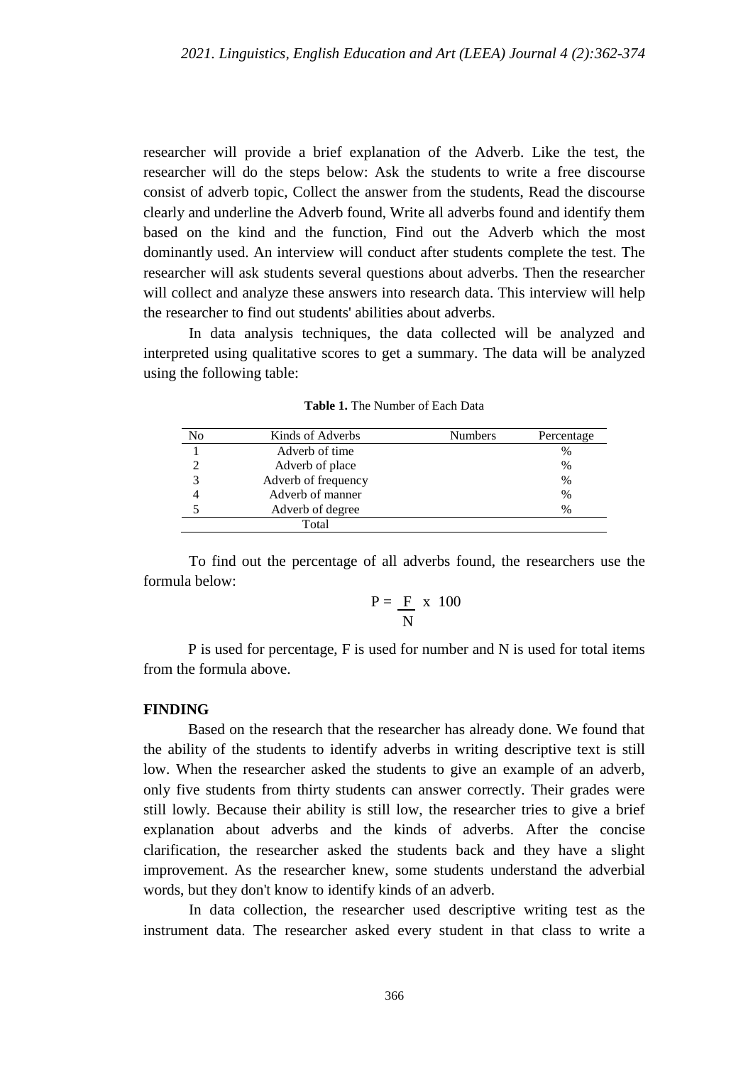researcher will provide a brief explanation of the Adverb. Like the test, the researcher will do the steps below: Ask the students to write a free discourse consist of adverb topic, Collect the answer from the students, Read the discourse clearly and underline the Adverb found, Write all adverbs found and identify them based on the kind and the function, Find out the Adverb which the most dominantly used. An interview will conduct after students complete the test. The researcher will ask students several questions about adverbs. Then the researcher will collect and analyze these answers into research data. This interview will help the researcher to find out students' abilities about adverbs.

In data analysis techniques, the data collected will be analyzed and interpreted using qualitative scores to get a summary. The data will be analyzed using the following table:

**Table 1.** The Number of Each Data

| No | Kinds of Adverbs | Numbers | Percentage |
|---|---|---|---|
| 1 | Adverb of time | | % |
| 2 | Adverb of place | | % |
| 3 | Adverb of frequency | | % |
| 4 | Adverb of manner | | % |
| 5 | Adverb of degree | | % |
| | Total | | |

To find out the percentage of all adverbs found, the researchers use the formula below:

$$P = \frac{F}{N} \text{ x } 100$$

P is used for percentage, F is used for number and N is used for total items from the formula above.

## FINDING

Based on the research that the researcher has already done. We found that the ability of the students to identify adverbs in writing descriptive text is still low. When the researcher asked the students to give an example of an adverb, only five students from thirty students can answer correctly. Their grades were still lowly. Because their ability is still low, the researcher tries to give a brief explanation about adverbs and the kinds of adverbs. After the concise clarification, the researcher asked the students back and they have a slight improvement. As the researcher knew, some students understand the adverbial words, but they don't know to identify kinds of an adverb.

In data collection, the researcher used descriptive writing test as the instrument data. The researcher asked every student in that class to write a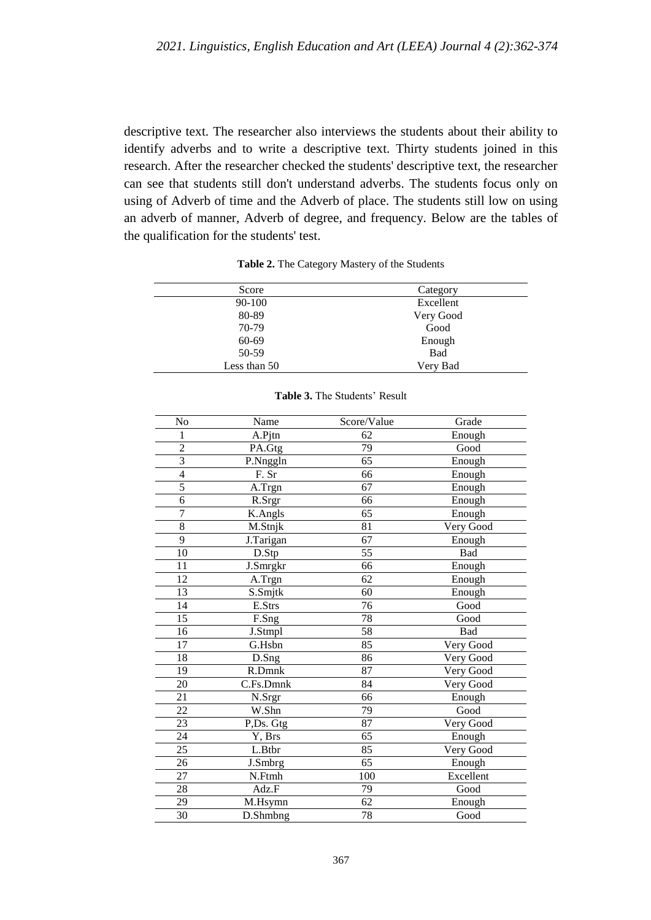descriptive text. The researcher also interviews the students about their ability to identify adverbs and to write a descriptive text. Thirty students joined in this research. After the researcher checked the students' descriptive text, the researcher can see that students still don't understand adverbs. The students focus only on using of Adverb of time and the Adverb of place. The students still low on using an adverb of manner, Adverb of degree, and frequency. Below are the tables of the qualification for the students' test.

**Table 2.** The Category Mastery of the Students

| Score | Category |
|---|---|
| 90-100 | Excellent |
| 80-89 | Very Good |
| 70-79 | Good |
| 60-69 | Enough |
| 50-59 | Bad |
| Less than 50 | Very Bad |

**Table 3.** The Students' Result

| No | Name | Score/Value | Grade |
|---|---|---|---|
| 1 | A.Pjtn | 62 | Enough |
| 2 | PA.Gtg | 79 | Good |
| 3 | P.Nnggln | 65 | Enough |
| 4 | F. Sr | 66 | Enough |
| 5 | A.Trgn | 67 | Enough |
| 6 | R.Srgr | 66 | Enough |
| 7 | K.Angls | 65 | Enough |
| 8 | M.Stnjk | 81 | Very Good |
| 9 | J.Tarigan | 67 | Enough |
| 10 | D.Stp | 55 | Bad |
| 11 | J.Smrgkr | 66 | Enough |
| 12 | A.Trgn | 62 | Enough |
| 13 | S.Smjtk | 60 | Enough |
| 14 | E.Strs | 76 | Good |
| 15 | F.Sng | 78 | Good |
| 16 | J.Stmpl | 58 | Bad |
| 17 | G.Hsbn | 85 | Very Good |
| 18 | D.Sng | 86 | Very Good |
| 19 | R.Dmnk | 87 | Very Good |
| 20 | C.Fs.Dmnk | 84 | Very Good |
| 21 | N.Srgr | 66 | Enough |
| 22 | W.Shn | 79 | Good |
| 23 | P,Ds. Gtg | 87 | Very Good |
| 24 | Y, Brs | 65 | Enough |
| 25 | L.Btbr | 85 | Very Good |
| 26 | J.Smbrg | 65 | Enough |
| 27 | N.Ftmh | 100 | Excellent |
| 28 | Adz.F | 79 | Good |
| 29 | M.Hsymn | 62 | Enough |
| 30 | D.Shmbng | 78 | Good |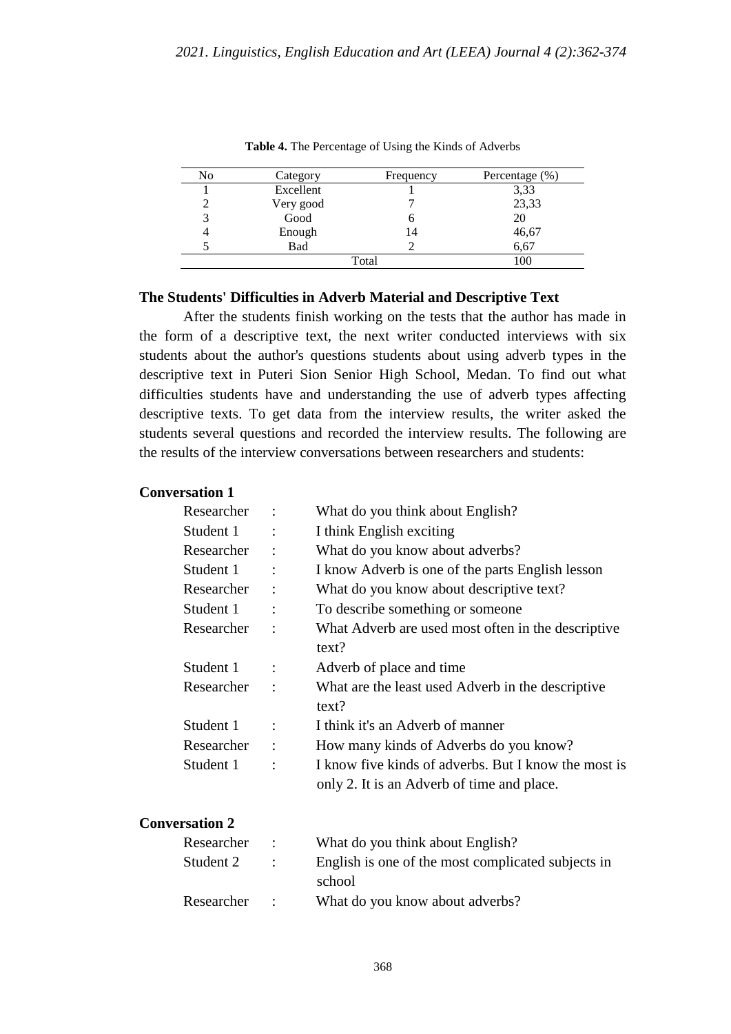**Table 4.** The Percentage of Using the Kinds of Adverbs

| No | Category | Frequency | Percentage (%) |
|---|---|---|---|
| 1 | Excellent | 1 | 3,33 |
| 2 | Very good | 7 | 23,33 |
| 3 | Good | 6 | 20 |
| 4 | Enough | 14 | 46,67 |
| 5 | Bad | 2 | 6,67 |
| | | Total | 100 |

## The Students' Difficulties in Adverb Material and Descriptive Text

After the students finish working on the tests that the author has made in the form of a descriptive text, the next writer conducted interviews with six students about the author's questions students about using adverb types in the descriptive text in Puteri Sion Senior High School, Medan. To find out what difficulties students have and understanding the use of adverb types affecting descriptive texts. To get data from the interview results, the writer asked the students several questions and recorded the interview results. The following are the results of the interview conversations between researchers and students:

**Conversation 1**

| | | |
|---|---|---|
| Researcher | : | What do you think about English? |
| Student 1 | : | I think English exciting |
| Researcher | : | What do you know about adverbs? |
| Student 1 | : | I know Adverb is one of the parts English lesson |
| Researcher | : | What do you know about descriptive text? |
| Student 1 | : | To describe something or someone |
| Researcher | : | What Adverb are used most often in the descriptive text? |
| Student 1 | : | Adverb of place and time |
| Researcher | : | What are the least used Adverb in the descriptive text? |
| Student 1 | : | I think it's an Adverb of manner |
| Researcher | : | How many kinds of Adverbs do you know? |
| Student 1 | : | I know five kinds of adverbs. But I know the most is only 2. It is an Adverb of time and place. |

**Conversation 2**

| | | |
|---|---|---|
| Researcher | : | What do you think about English? |
| Student 2 | : | English is one of the most complicated subjects in school |
| Researcher | : | What do you know about adverbs? |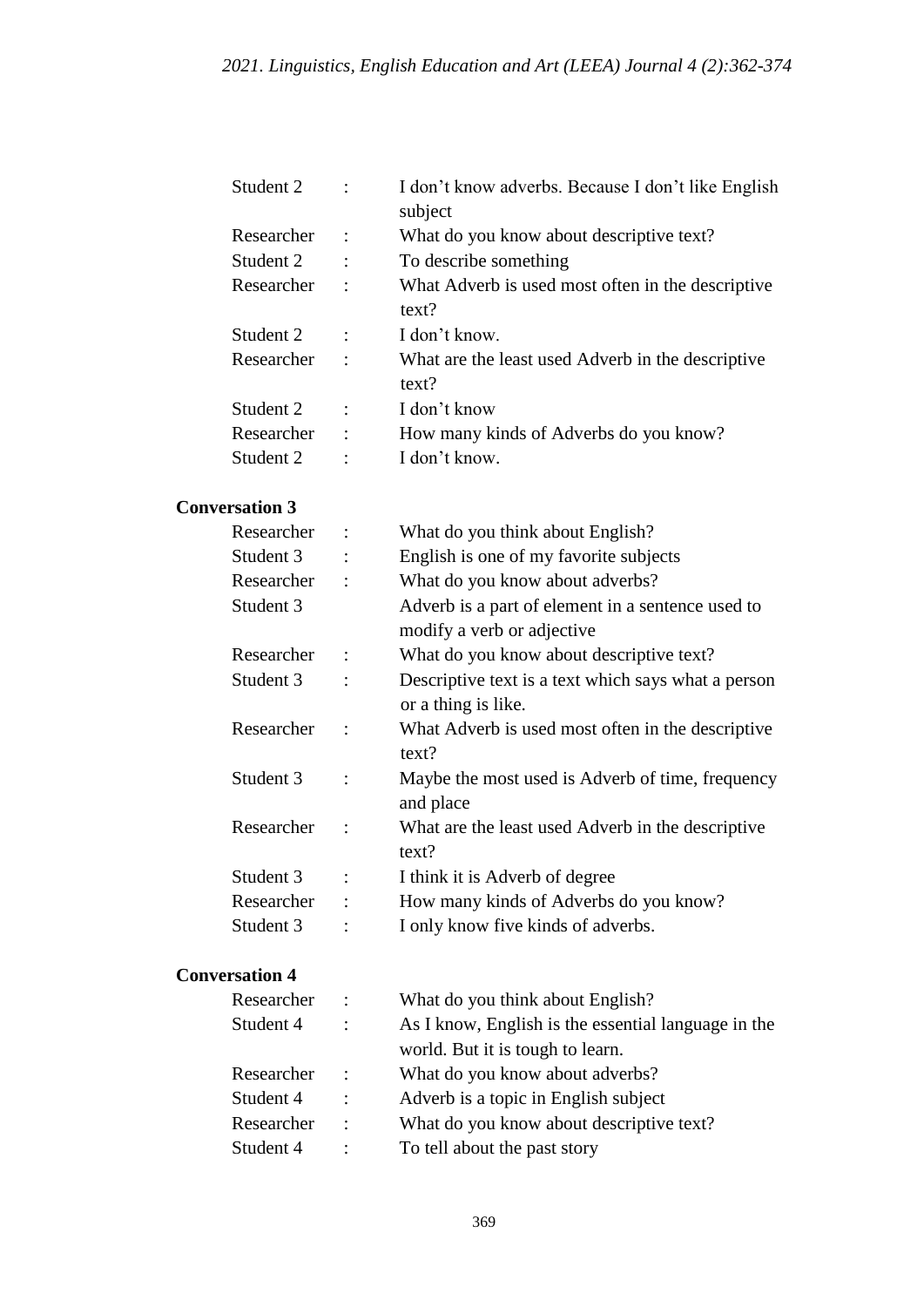| | | |
|---|---|---|
| Student 2 | : | I don't know adverbs. Because I don't like English subject |
| Researcher | : | What do you know about descriptive text? |
| Student 2 | : | To describe something |
| Researcher | : | What Adverb is used most often in the descriptive text? |
| Student 2 | : | I don't know. |
| Researcher | : | What are the least used Adverb in the descriptive text? |
| Student 2 | : | I don't know |
| Researcher | : | How many kinds of Adverbs do you know? |
| Student 2 | : | I don't know. |

**Conversation 3**

| | | |
|---|---|---|
| Researcher | : | What do you think about English? |
| Student 3 | : | English is one of my favorite subjects |
| Researcher | : | What do you know about adverbs? |
| Student 3 | | Adverb is a part of element in a sentence used to modify a verb or adjective |
| Researcher | : | What do you know about descriptive text? |
| Student 3 | : | Descriptive text is a text which says what a person or a thing is like. |
| Researcher | : | What Adverb is used most often in the descriptive text? |
| Student 3 | : | Maybe the most used is Adverb of time, frequency and place |
| Researcher | : | What are the least used Adverb in the descriptive text? |
| Student 3 | : | I think it is Adverb of degree |
| Researcher | : | How many kinds of Adverbs do you know? |
| Student 3 | : | I only know five kinds of adverbs. |

**Conversation 4**

| | | |
|---|---|---|
| Researcher | : | What do you think about English? |
| Student 4 | : | As I know, English is the essential language in the world. But it is tough to learn. |
| Researcher | : | What do you know about adverbs? |
| Student 4 | : | Adverb is a topic in English subject |
| Researcher | : | What do you know about descriptive text? |
| Student 4 | : | To tell about the past story |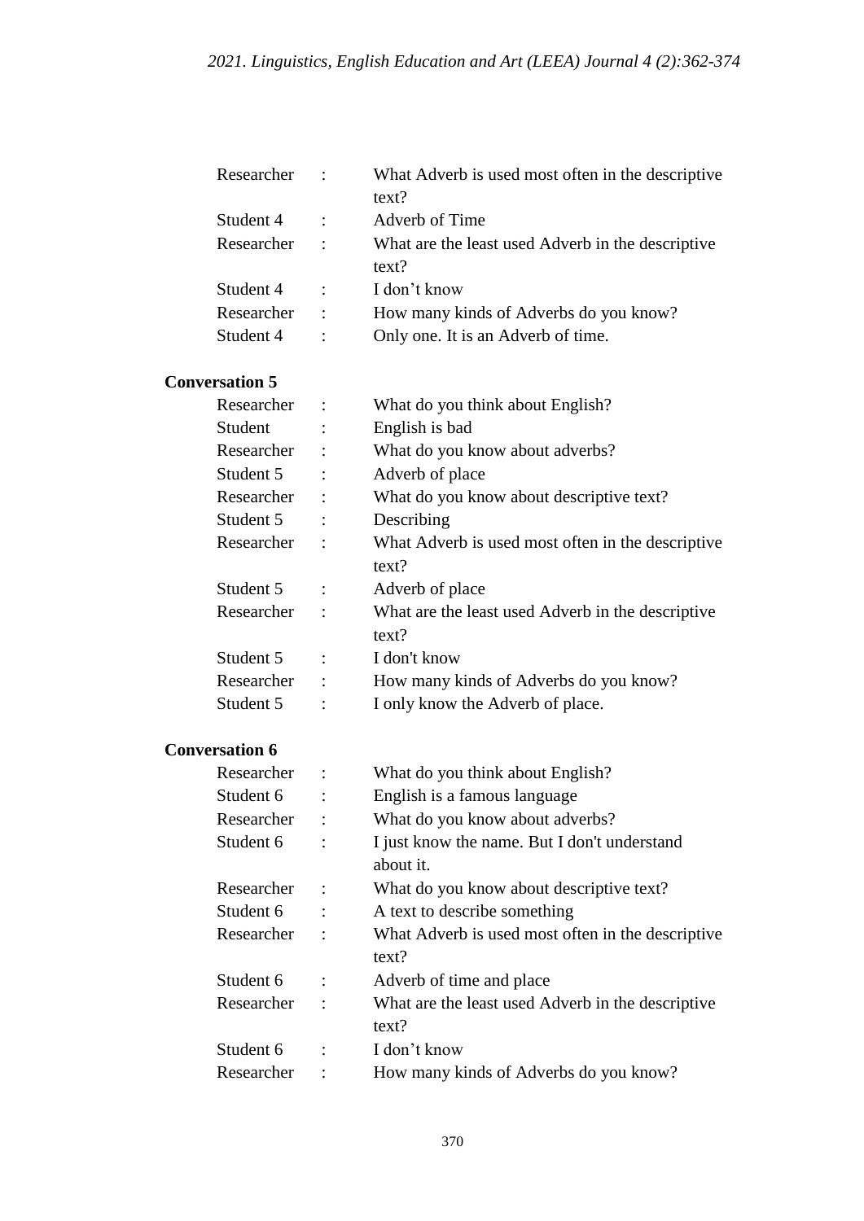| | | |
|---|---|---|
| Researcher | : | What Adverb is used most often in the descriptive text? |
| Student 4 | : | Adverb of Time |
| Researcher | : | What are the least used Adverb in the descriptive text? |
| Student 4 | : | I don’t know |
| Researcher | : | How many kinds of Adverbs do you know? |
| Student 4 | : | Only one. It is an Adverb of time. |

**Conversation 5**

| | | |
|---|---|---|
| Researcher | : | What do you think about English? |
| Student | : | English is bad |
| Researcher | : | What do you know about adverbs? |
| Student 5 | : | Adverb of place |
| Researcher | : | What do you know about descriptive text? |
| Student 5 | : | Describing |
| Researcher | : | What Adverb is used most often in the descriptive text? |
| Student 5 | : | Adverb of place |
| Researcher | : | What are the least used Adverb in the descriptive text? |
| Student 5 | : | I don't know |
| Researcher | : | How many kinds of Adverbs do you know? |
| Student 5 | : | I only know the Adverb of place. |

**Conversation 6**

| | | |
|---|---|---|
| Researcher | : | What do you think about English? |
| Student 6 | : | English is a famous language |
| Researcher | : | What do you know about adverbs? |
| Student 6 | : | I just know the name. But I don't understand about it. |
| Researcher | : | What do you know about descriptive text? |
| Student 6 | : | A text to describe something |
| Researcher | : | What Adverb is used most often in the descriptive text? |
| Student 6 | : | Adverb of time and place |
| Researcher | : | What are the least used Adverb in the descriptive text? |
| Student 6 | : | I don’t know |
| Researcher | : | How many kinds of Adverbs do you know? |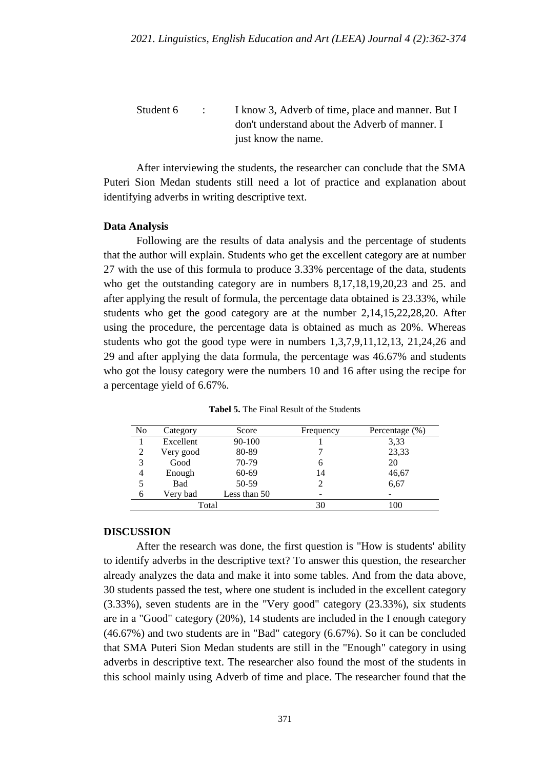Student 6 : I know 3, Adverb of time, place and manner. But I don't understand about the Adverb of manner. I just know the name.

After interviewing the students, the researcher can conclude that the SMA Puteri Sion Medan students still need a lot of practice and explanation about identifying adverbs in writing descriptive text.

**Data Analysis**

Following are the results of data analysis and the percentage of students that the author will explain. Students who get the excellent category are at number 27 with the use of this formula to produce 3.33% percentage of the data, students who get the outstanding category are in numbers 8,17,18,19,20,23 and 25. and after applying the result of formula, the percentage data obtained is 23.33%, while students who get the good category are at the number 2,14,15,22,28,20. After using the procedure, the percentage data is obtained as much as 20%. Whereas students who got the good type were in numbers 1,3,7,9,11,12,13, 21,24,26 and 29 and after applying the data formula, the percentage was 46.67% and students who got the lousy category were the numbers 10 and 16 after using the recipe for a percentage yield of 6.67%.

**Tabel 5.** The Final Result of the Students

| No | Category | Score | Frequency | Percentage (%) |
|---|---|---|---|---|
| 1 | Excellent | 90-100 | 1 | 3,33 |
| 2 | Very good | 80-89 | 7 | 23,33 |
| 3 | Good | 70-79 | 6 | 20 |
| 4 | Enough | 60-69 | 14 | 46,67 |
| 5 | Bad | 50-59 | 2 | 6,67 |
| 6 | Very bad | Less than 50 | - | - |
| Total | | | 30 | 100 |

## DISCUSSION

After the research was done, the first question is "How is students' ability to identify adverbs in the descriptive text? To answer this question, the researcher already analyzes the data and make it into some tables. And from the data above, 30 students passed the test, where one student is included in the excellent category (3.33%), seven students are in the "Very good" category (23.33%), six students are in a "Good" category (20%), 14 students are included in the I enough category (46.67%) and two students are in "Bad" category (6.67%). So it can be concluded that SMA Puteri Sion Medan students are still in the "Enough" category in using adverbs in descriptive text. The researcher also found the most of the students in this school mainly using Adverb of time and place. The researcher found that the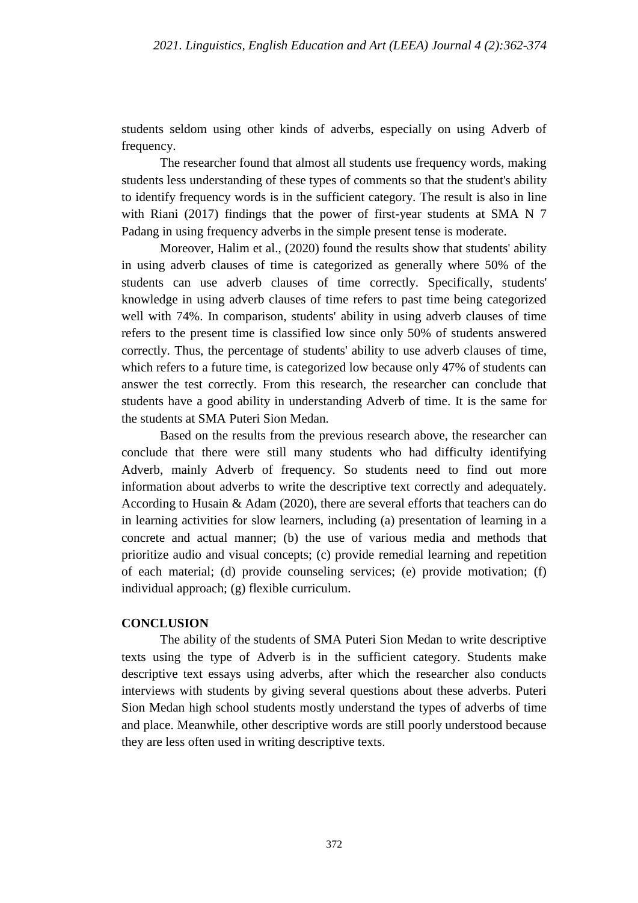students seldom using other kinds of adverbs, especially on using Adverb of frequency.

The researcher found that almost all students use frequency words, making students less understanding of these types of comments so that the student's ability to identify frequency words is in the sufficient category. The result is also in line with Riani (2017) findings that the power of first-year students at SMA N 7 Padang in using frequency adverbs in the simple present tense is moderate.

Moreover, Halim et al., (2020) found the results show that students' ability in using adverb clauses of time is categorized as generally where 50% of the students can use adverb clauses of time correctly. Specifically, students' knowledge in using adverb clauses of time refers to past time being categorized well with 74%. In comparison, students' ability in using adverb clauses of time refers to the present time is classified low since only 50% of students answered correctly. Thus, the percentage of students' ability to use adverb clauses of time, which refers to a future time, is categorized low because only 47% of students can answer the test correctly. From this research, the researcher can conclude that students have a good ability in understanding Adverb of time. It is the same for the students at SMA Puteri Sion Medan.

Based on the results from the previous research above, the researcher can conclude that there were still many students who had difficulty identifying Adverb, mainly Adverb of frequency. So students need to find out more information about adverbs to write the descriptive text correctly and adequately. According to Husain & Adam (2020), there are several efforts that teachers can do in learning activities for slow learners, including (a) presentation of learning in a concrete and actual manner; (b) the use of various media and methods that prioritize audio and visual concepts; (c) provide remedial learning and repetition of each material; (d) provide counseling services; (e) provide motivation; (f) individual approach; (g) flexible curriculum.

**CONCLUSION**

The ability of the students of SMA Puteri Sion Medan to write descriptive texts using the type of Adverb is in the sufficient category. Students make descriptive text essays using adverbs, after which the researcher also conducts interviews with students by giving several questions about these adverbs. Puteri Sion Medan high school students mostly understand the types of adverbs of time and place. Meanwhile, other descriptive words are still poorly understood because they are less often used in writing descriptive texts.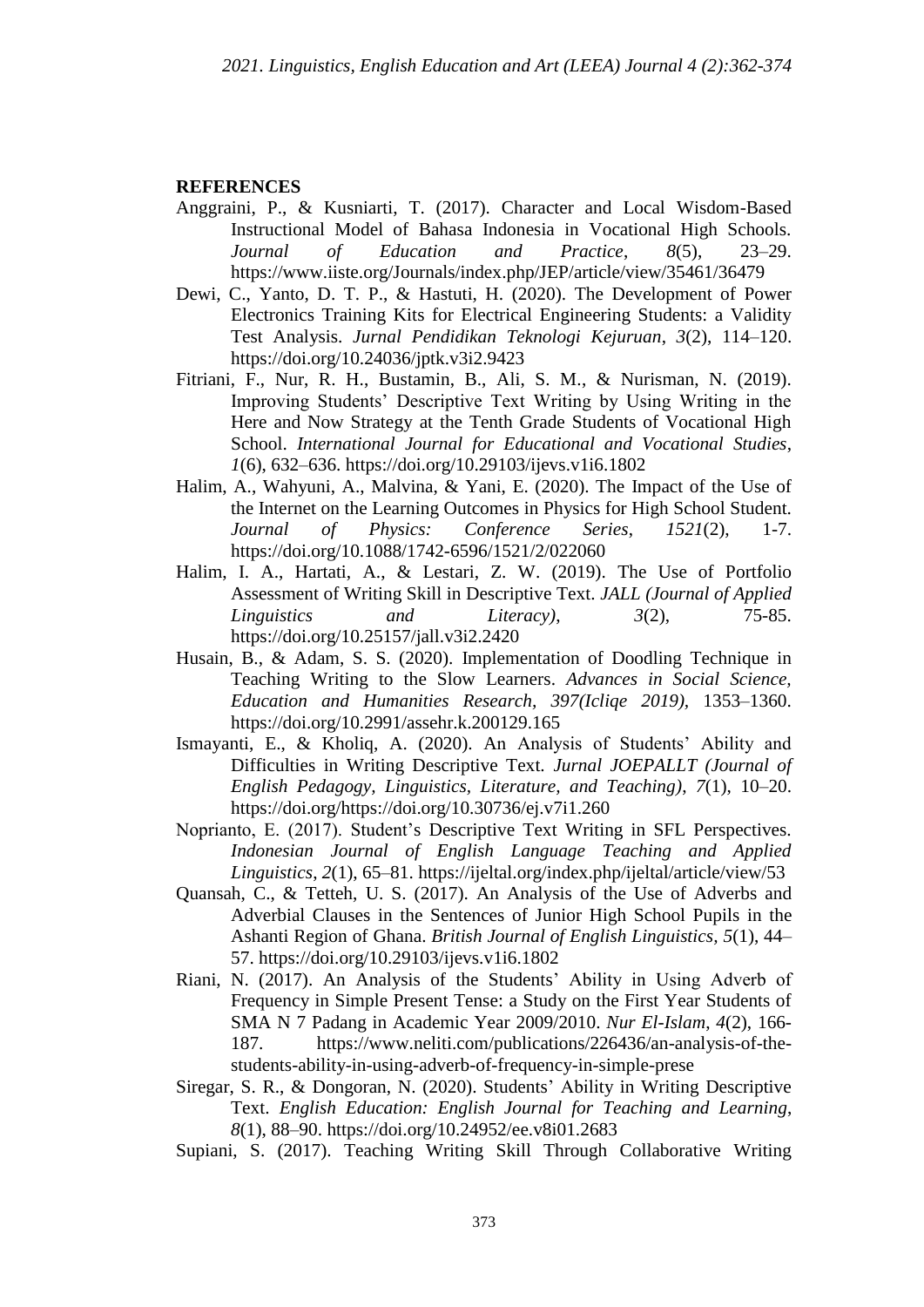**REFERENCES**

Anggraini, P., & Kusniarti, T. (2017). Character and Local Wisdom-Based Instructional Model of Bahasa Indonesia in Vocational High Schools. *Journal of Education and Practice*, *8*(5), 23–29. https://www.iiste.org/Journals/index.php/JEP/article/view/35461/36479

Dewi, C., Yanto, D. T. P., & Hastuti, H. (2020). The Development of Power Electronics Training Kits for Electrical Engineering Students: a Validity Test Analysis. *Jurnal Pendidikan Teknologi Kejuruan*, *3*(2), 114–120. https://doi.org/10.24036/jptk.v3i2.9423

Fitriani, F., Nur, R. H., Bustamin, B., Ali, S. M., & Nurisman, N. (2019). Improving Students' Descriptive Text Writing by Using Writing in the Here and Now Strategy at the Tenth Grade Students of Vocational High School. *International Journal for Educational and Vocational Studies*, *1*(6), 632–636. https://doi.org/10.29103/ijevs.v1i6.1802

Halim, A., Wahyuni, A., Malvina, & Yani, E. (2020). The Impact of the Use of the Internet on the Learning Outcomes in Physics for High School Student. *Journal of Physics: Conference Series*, *1521*(2), 1-7. https://doi.org/10.1088/1742-6596/1521/2/022060

Halim, I. A., Hartati, A., & Lestari, Z. W. (2019). The Use of Portfolio Assessment of Writing Skill in Descriptive Text. *JALL (Journal of Applied Linguistics and Literacy)*, *3*(2), 75-85. https://doi.org/10.25157/jall.v3i2.2420

Husain, B., & Adam, S. S. (2020). Implementation of Doodling Technique in Teaching Writing to the Slow Learners. *Advances in Social Science, Education and Humanities Research, 397(Icliqe 2019)*, 1353–1360. https://doi.org/10.2991/assehr.k.200129.165

Ismayanti, E., & Kholiq, A. (2020). An Analysis of Students' Ability and Difficulties in Writing Descriptive Text. *Jurnal JOEPALLT (Journal of English Pedagogy, Linguistics, Literature, and Teaching)*, *7*(1), 10–20. https://doi.org/https://doi.org/10.30736/ej.v7i1.260

Noprianto, E. (2017). Student's Descriptive Text Writing in SFL Perspectives. *Indonesian Journal of English Language Teaching and Applied Linguistics*, *2*(1), 65–81. https://ijeltal.org/index.php/ijeltal/article/view/53

Quansah, C., & Tetteh, U. S. (2017). An Analysis of the Use of Adverbs and Adverbial Clauses in the Sentences of Junior High School Pupils in the Ashanti Region of Ghana. *British Journal of English Linguistics, 5*(1), 44–57. https://doi.org/10.29103/ijevs.v1i6.1802

Riani, N. (2017). An Analysis of the Students' Ability in Using Adverb of Frequency in Simple Present Tense: a Study on the First Year Students of SMA N 7 Padang in Academic Year 2009/2010. *Nur El-Islam*, *4*(2), 166-187. https://www.neliti.com/publications/226436/an-analysis-of-the-students-ability-in-using-adverb-of-frequency-in-simple-prese

Siregar, S. R., & Dongoran, N. (2020). Students' Ability in Writing Descriptive Text. *English Education: English Journal for Teaching and Learning*, *8*(1), 88–90. https://doi.org/10.24952/ee.v8i01.2683

Supiani, S. (2017). Teaching Writing Skill Through Collaborative Writing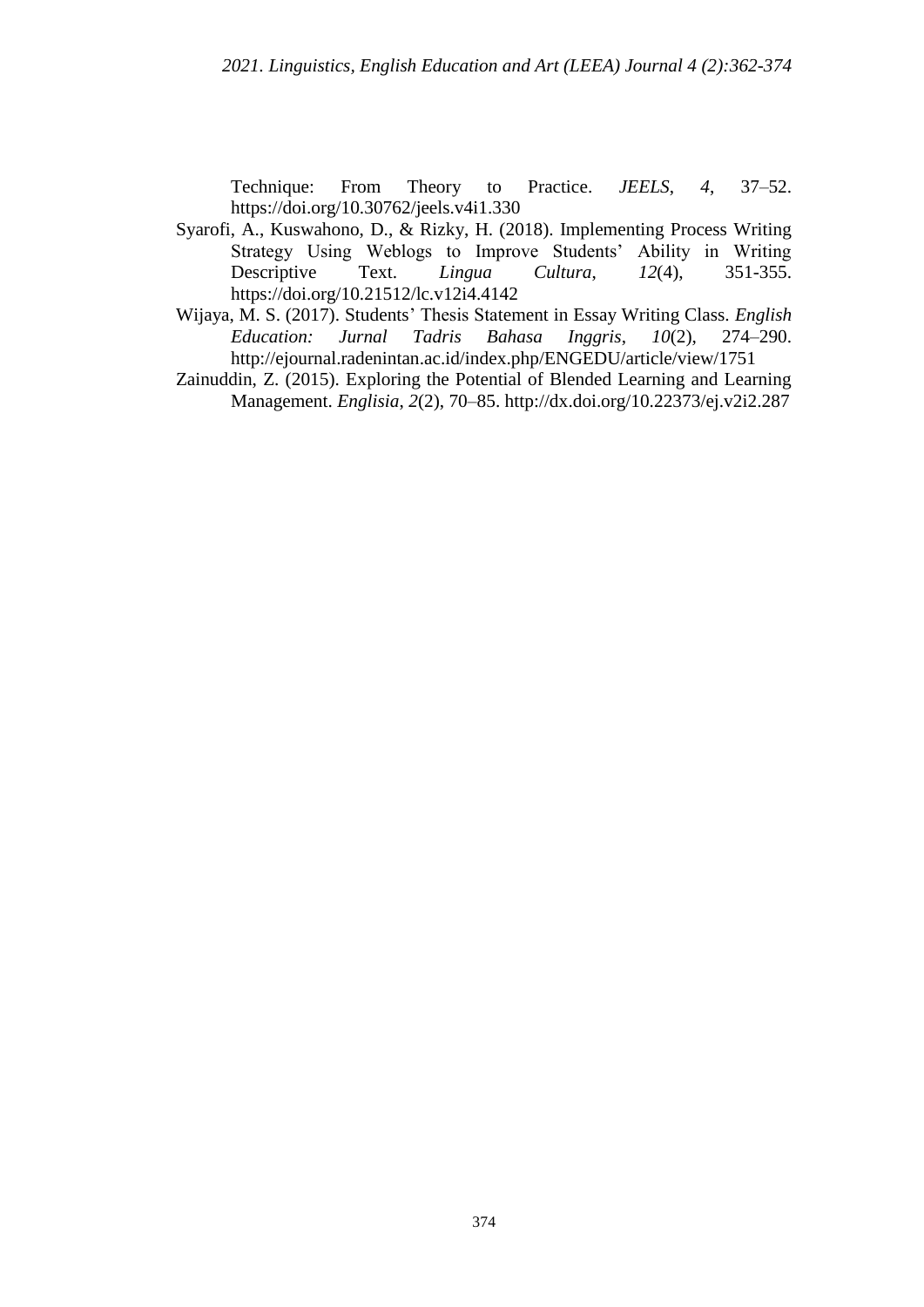Technique: From Theory to Practice. *JEELS*, *4*, 37–52. https://doi.org/10.30762/jeels.v4i1.330

Syarofi, A., Kuswahono, D., & Rizky, H. (2018). Implementing Process Writing Strategy Using Weblogs to Improve Students' Ability in Writing Descriptive Text. *Lingua Cultura*, *12*(4), 351-355. https://doi.org/10.21512/lc.v12i4.4142

Wijaya, M. S. (2017). Students' Thesis Statement in Essay Writing Class. *English Education: Jurnal Tadris Bahasa Inggris*, *10*(2), 274–290. http://ejournal.radenintan.ac.id/index.php/ENGEDU/article/view/1751

Zainuddin, Z. (2015). Exploring the Potential of Blended Learning and Learning Management. *Englisia*, *2*(2), 70–85. http://dx.doi.org/10.22373/ej.v2i2.287